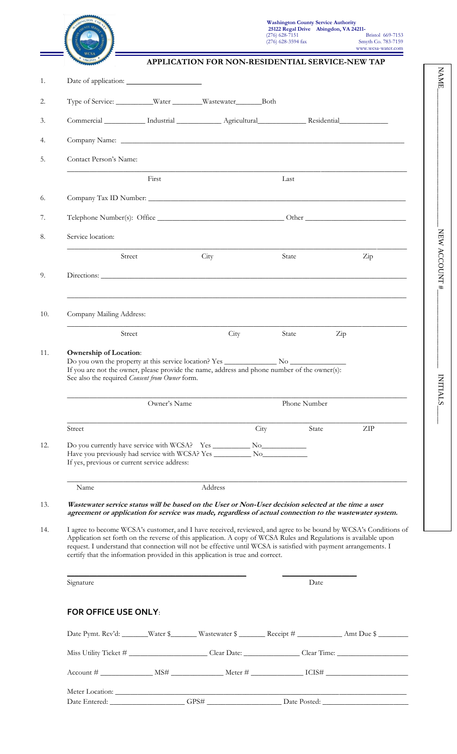**Washington County Service Authority**
**25122 Regal Drive Abingdon, VA 24211-**
(276) 628-7151 Bristol 669-7153
(276) 628-3594 fax Smyth Co. 783-7159
www.wcsa-water.com

## APPLICATION FOR NON-RESIDENTIAL SERVICE-NEW TAP

1. Date of application: ____________________

2. Type of Service: __________Water ________Wastewater_______Both

3. Commercial ___________ Industrial ____________ Agricultural____________ Residential____________

4. Company Name: ____________________________________________

5. Contact Person's Name:

   ____________________________________________
   First Last

6. Company Tax ID Number: ____________________________________________

7. Telephone Number(s): Office ________________________ Other ________________________

8. Service location:

   ____________________________________________
   Street City State Zip

9. Directions: ____________________________________________

   ____________________________________________

10. Company Mailing Address:

    ____________________________________________
    Street City State Zip

11. **Ownership of Location**:
    Do you own the property at this service location? Yes _____________ No _____________
    If you are not the owner, please provide the name, address and phone number of the owner(s):
    See also the required *Consent from Owner* form.

    ____________________________________________
    Owner's Name Phone Number

    ____________________________________________
    Street City State ZIP

12. Do you currently have service with WCSA? Yes __________ No___________
    Have you previously had service with WCSA? Yes __________ No___________
    If yes, previous or current service address:

    ____________________________________________
    Name Address

13. ***Wastewater service status will be based on the User or Non-User decision selected at the time a user agreement or application for service was made, regardless of actual connection to the wastewater system.***

14. I agree to become WCSA's customer, and I have received, reviewed, and agree to be bound by WCSA's Conditions of Application set forth on the reverse of this application. A copy of WCSA Rules and Regulations is available upon request. I understand that connection will not be effective until WCSA is satisfied with payment arrangements. I certify that the information provided in this application is true and correct.

    ______________________________ ________________
    Signature Date

### FOR OFFICE USE ONLY:

Date Pymt. Rcv'd: _______Water $_______ Wastewater $ _______ Receipt # ___________ Amt Due $ ________

Miss Utility Ticket # ____________________ Clear Date: ______________ Clear Time: ________________

Account # ______________ MS# ______________ Meter # ______________ ICIS# ____________________

Meter Location: ____________________________________________

Date Entered: ___________________ GPS# ___________________ Date Posted: ______________________

NAME________________________ NEW ACCOUNT #________________ INITIALS____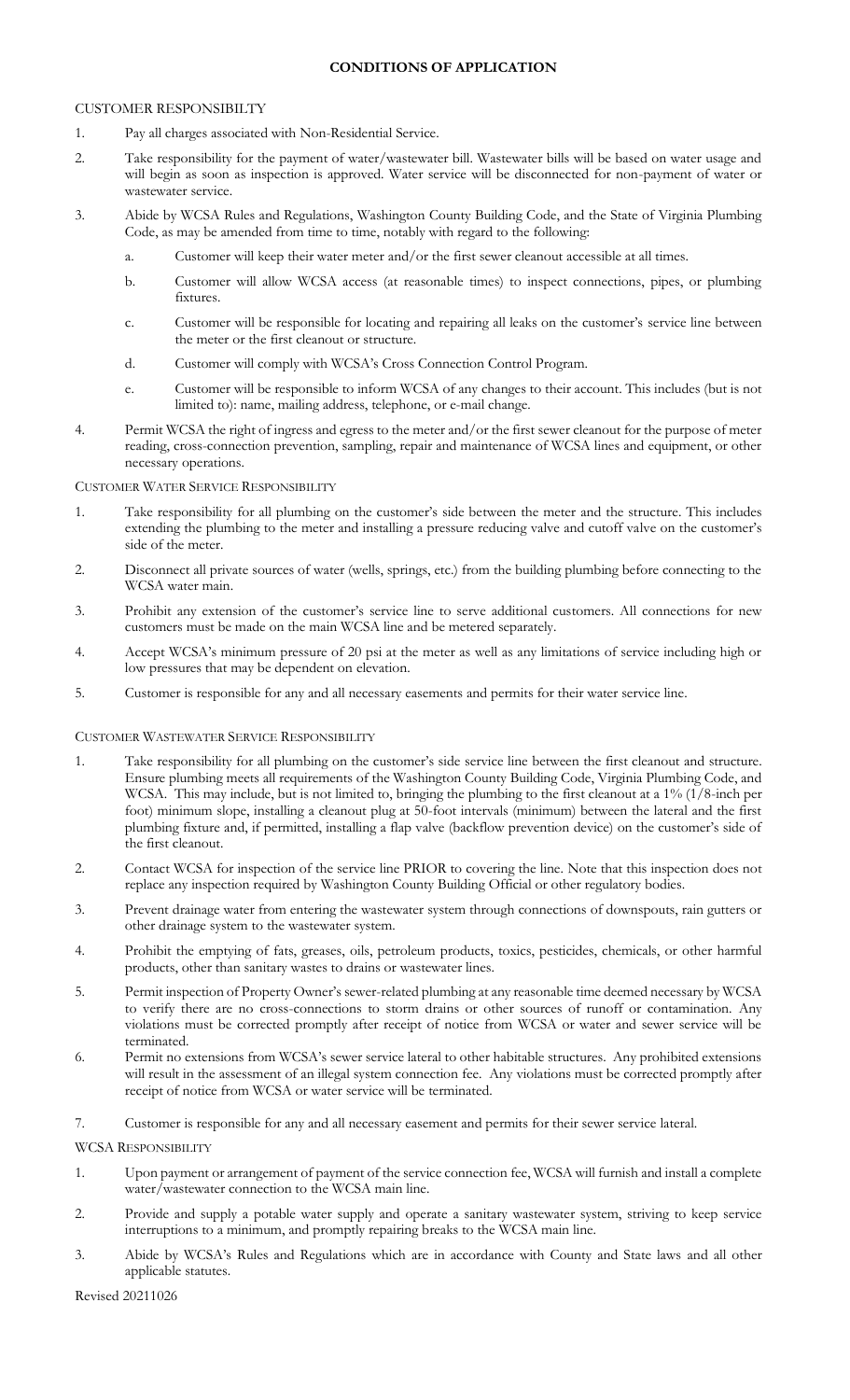# CONDITIONS OF APPLICATION

## CUSTOMER RESPONSIBILTY

1. Pay all charges associated with Non-Residential Service.
2. Take responsibility for the payment of water/wastewater bill. Wastewater bills will be based on water usage and will begin as soon as inspection is approved. Water service will be disconnected for non-payment of water or wastewater service.
3. Abide by WCSA Rules and Regulations, Washington County Building Code, and the State of Virginia Plumbing Code, as may be amended from time to time, notably with regard to the following:
   a. Customer will keep their water meter and/or the first sewer cleanout accessible at all times.
   b. Customer will allow WCSA access (at reasonable times) to inspect connections, pipes, or plumbing fixtures.
   c. Customer will be responsible for locating and repairing all leaks on the customer's service line between the meter or the first cleanout or structure.
   d. Customer will comply with WCSA's Cross Connection Control Program.
   e. Customer will be responsible to inform WCSA of any changes to their account. This includes (but is not limited to): name, mailing address, telephone, or e-mail change.
4. Permit WCSA the right of ingress and egress to the meter and/or the first sewer cleanout for the purpose of meter reading, cross-connection prevention, sampling, repair and maintenance of WCSA lines and equipment, or other necessary operations.

## CUSTOMER WATER SERVICE RESPONSIBILITY

1. Take responsibility for all plumbing on the customer's side between the meter and the structure. This includes extending the plumbing to the meter and installing a pressure reducing valve and cutoff valve on the customer's side of the meter.
2. Disconnect all private sources of water (wells, springs, etc.) from the building plumbing before connecting to the WCSA water main.
3. Prohibit any extension of the customer's service line to serve additional customers. All connections for new customers must be made on the main WCSA line and be metered separately.
4. Accept WCSA's minimum pressure of 20 psi at the meter as well as any limitations of service including high or low pressures that may be dependent on elevation.
5. Customer is responsible for any and all necessary easements and permits for their water service line.

## CUSTOMER WASTEWATER SERVICE RESPONSIBILITY

1. Take responsibility for all plumbing on the customer's side service line between the first cleanout and structure. Ensure plumbing meets all requirements of the Washington County Building Code, Virginia Plumbing Code, and WCSA. This may include, but is not limited to, bringing the plumbing to the first cleanout at a 1% (1/8-inch per foot) minimum slope, installing a cleanout plug at 50-foot intervals (minimum) between the lateral and the first plumbing fixture and, if permitted, installing a flap valve (backflow prevention device) on the customer's side of the first cleanout.
2. Contact WCSA for inspection of the service line PRIOR to covering the line. Note that this inspection does not replace any inspection required by Washington County Building Official or other regulatory bodies.
3. Prevent drainage water from entering the wastewater system through connections of downspouts, rain gutters or other drainage system to the wastewater system.
4. Prohibit the emptying of fats, greases, oils, petroleum products, toxics, pesticides, chemicals, or other harmful products, other than sanitary wastes to drains or wastewater lines.
5. Permit inspection of Property Owner's sewer-related plumbing at any reasonable time deemed necessary by WCSA to verify there are no cross-connections to storm drains or other sources of runoff or contamination. Any violations must be corrected promptly after receipt of notice from WCSA or water and sewer service will be terminated.
6. Permit no extensions from WCSA's sewer service lateral to other habitable structures. Any prohibited extensions will result in the assessment of an illegal system connection fee. Any violations must be corrected promptly after receipt of notice from WCSA or water service will be terminated.
7. Customer is responsible for any and all necessary easement and permits for their sewer service lateral.

## WCSA RESPONSIBILITY

1. Upon payment or arrangement of payment of the service connection fee, WCSA will furnish and install a complete water/wastewater connection to the WCSA main line.
2. Provide and supply a potable water supply and operate a sanitary wastewater system, striving to keep service interruptions to a minimum, and promptly repairing breaks to the WCSA main line.
3. Abide by WCSA's Rules and Regulations which are in accordance with County and State laws and all other applicable statutes.

Revised 20211026